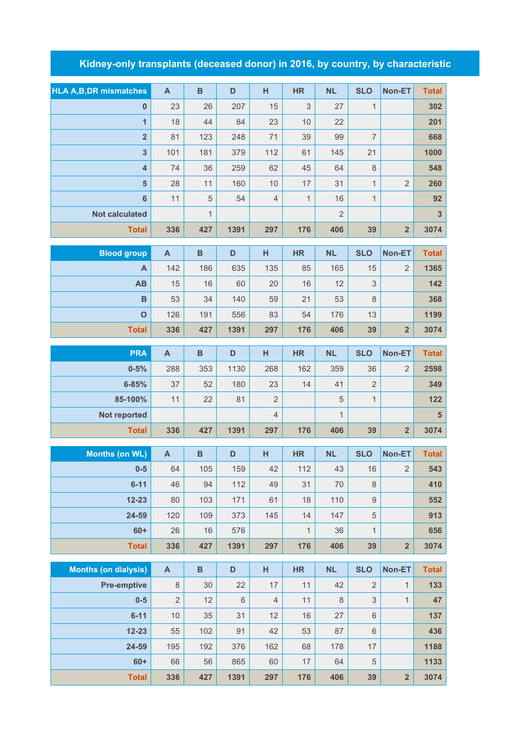# Kidney-only transplants (deceased donor) in 2016, by country, by characteristic

| HLA A,B,DR mismatches | A | B | D | H | HR | NL | SLO | Non-ET | Total |
|---|---|---|---|---|---|---|---|---|---|
| 0 | 23 | 26 | 207 | 15 | 3 | 27 | 1 | | 302 |
| 1 | 18 | 44 | 84 | 23 | 10 | 22 | | | 201 |
| 2 | 81 | 123 | 248 | 71 | 39 | 99 | 7 | | 668 |
| 3 | 101 | 181 | 379 | 112 | 61 | 145 | 21 | | 1000 |
| 4 | 74 | 36 | 259 | 62 | 45 | 64 | 8 | | 548 |
| 5 | 28 | 11 | 160 | 10 | 17 | 31 | 1 | 2 | 260 |
| 6 | 11 | 5 | 54 | 4 | 1 | 16 | 1 | | 92 |
| Not calculated | | 1 | | | | 2 | | | 3 |
| Total | 336 | 427 | 1391 | 297 | 176 | 406 | 39 | 2 | 3074 |

| Blood group | A | B | D | H | HR | NL | SLO | Non-ET | Total |
|---|---|---|---|---|---|---|---|---|---|
| A | 142 | 186 | 635 | 135 | 85 | 165 | 15 | 2 | 1365 |
| AB | 15 | 16 | 60 | 20 | 16 | 12 | 3 | | 142 |
| B | 53 | 34 | 140 | 59 | 21 | 53 | 8 | | 368 |
| O | 126 | 191 | 556 | 83 | 54 | 176 | 13 | | 1199 |
| Total | 336 | 427 | 1391 | 297 | 176 | 406 | 39 | 2 | 3074 |

| PRA | A | B | D | H | HR | NL | SLO | Non-ET | Total |
|---|---|---|---|---|---|---|---|---|---|
| 0-5% | 288 | 353 | 1130 | 268 | 162 | 359 | 36 | 2 | 2598 |
| 6-85% | 37 | 52 | 180 | 23 | 14 | 41 | 2 | | 349 |
| 85-100% | 11 | 22 | 81 | 2 | | 5 | 1 | | 122 |
| Not reported | | | | 4 | | 1 | | | 5 |
| Total | 336 | 427 | 1391 | 297 | 176 | 406 | 39 | 2 | 3074 |

| Months (on WL) | A | B | D | H | HR | NL | SLO | Non-ET | Total |
|---|---|---|---|---|---|---|---|---|---|
| 0-5 | 64 | 105 | 159 | 42 | 112 | 43 | 16 | 2 | 543 |
| 6-11 | 46 | 94 | 112 | 49 | 31 | 70 | 8 | | 410 |
| 12-23 | 80 | 103 | 171 | 61 | 18 | 110 | 9 | | 552 |
| 24-59 | 120 | 109 | 373 | 145 | 14 | 147 | 5 | | 913 |
| 60+ | 26 | 16 | 576 | | 1 | 36 | 1 | | 656 |
| Total | 336 | 427 | 1391 | 297 | 176 | 406 | 39 | 2 | 3074 |

| Months (on dialysis) | A | B | D | H | HR | NL | SLO | Non-ET | Total |
|---|---|---|---|---|---|---|---|---|---|
| Pre-emptive | 8 | 30 | 22 | 17 | 11 | 42 | 2 | 1 | 133 |
| 0-5 | 2 | 12 | 6 | 4 | 11 | 8 | 3 | 1 | 47 |
| 6-11 | 10 | 35 | 31 | 12 | 16 | 27 | 6 | | 137 |
| 12-23 | 55 | 102 | 91 | 42 | 53 | 87 | 6 | | 436 |
| 24-59 | 195 | 192 | 376 | 162 | 68 | 178 | 17 | | 1188 |
| 60+ | 66 | 56 | 865 | 60 | 17 | 64 | 5 | | 1133 |
| Total | 336 | 427 | 1391 | 297 | 176 | 406 | 39 | 2 | 3074 |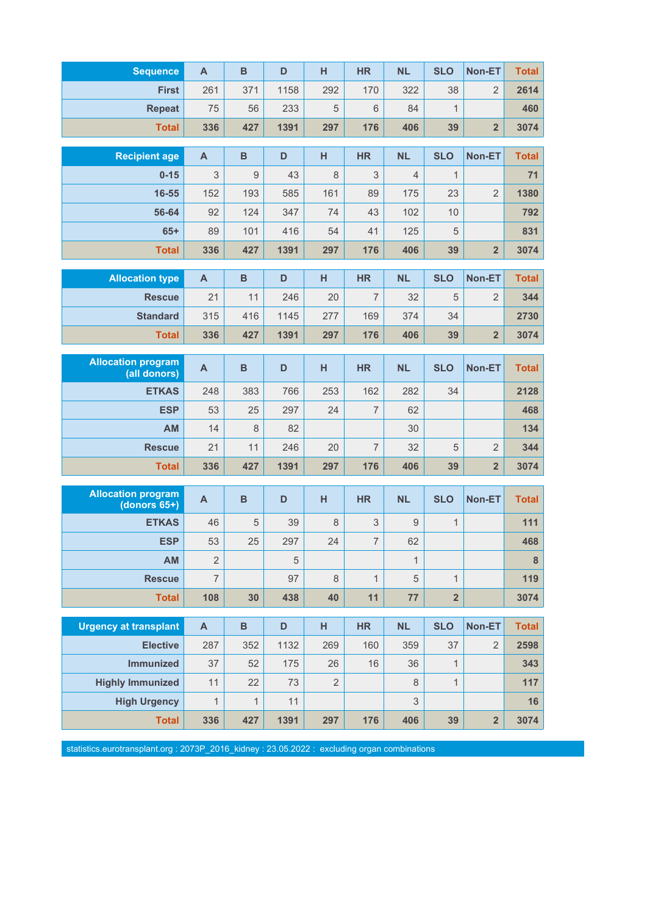| Sequence | A | B | D | H | HR | NL | SLO | Non-ET | Total |
|---|---|---|---|---|---|---|---|---|---|
| First | 261 | 371 | 1158 | 292 | 170 | 322 | 38 | 2 | 2614 |
| Repeat | 75 | 56 | 233 | 5 | 6 | 84 | 1 | | 460 |
| Total | 336 | 427 | 1391 | 297 | 176 | 406 | 39 | 2 | 3074 |

| Recipient age | A | B | D | H | HR | NL | SLO | Non-ET | Total |
|---|---|---|---|---|---|---|---|---|---|
| 0-15 | 3 | 9 | 43 | 8 | 3 | 4 | 1 | | 71 |
| 16-55 | 152 | 193 | 585 | 161 | 89 | 175 | 23 | 2 | 1380 |
| 56-64 | 92 | 124 | 347 | 74 | 43 | 102 | 10 | | 792 |
| 65+ | 89 | 101 | 416 | 54 | 41 | 125 | 5 | | 831 |
| Total | 336 | 427 | 1391 | 297 | 176 | 406 | 39 | 2 | 3074 |

| Allocation type | A | B | D | H | HR | NL | SLO | Non-ET | Total |
|---|---|---|---|---|---|---|---|---|---|
| Rescue | 21 | 11 | 246 | 20 | 7 | 32 | 5 | 2 | 344 |
| Standard | 315 | 416 | 1145 | 277 | 169 | 374 | 34 | | 2730 |
| Total | 336 | 427 | 1391 | 297 | 176 | 406 | 39 | 2 | 3074 |

| Allocation program (all donors) | A | B | D | H | HR | NL | SLO | Non-ET | Total |
|---|---|---|---|---|---|---|---|---|---|
| ETKAS | 248 | 383 | 766 | 253 | 162 | 282 | 34 | | 2128 |
| ESP | 53 | 25 | 297 | 24 | 7 | 62 | | | 468 |
| AM | 14 | 8 | 82 | | | 30 | | | 134 |
| Rescue | 21 | 11 | 246 | 20 | 7 | 32 | 5 | 2 | 344 |
| Total | 336 | 427 | 1391 | 297 | 176 | 406 | 39 | 2 | 3074 |

| Allocation program (donors 65+) | A | B | D | H | HR | NL | SLO | Non-ET | Total |
|---|---|---|---|---|---|---|---|---|---|
| ETKAS | 46 | 5 | 39 | 8 | 3 | 9 | 1 | | 111 |
| ESP | 53 | 25 | 297 | 24 | 7 | 62 | | | 468 |
| AM | 2 | | 5 | | | 1 | | | 8 |
| Rescue | 7 | | 97 | 8 | 1 | 5 | 1 | | 119 |
| Total | 108 | 30 | 438 | 40 | 11 | 77 | 2 | | 3074 |

| Urgency at transplant | A | B | D | H | HR | NL | SLO | Non-ET | Total |
|---|---|---|---|---|---|---|---|---|---|
| Elective | 287 | 352 | 1132 | 269 | 160 | 359 | 37 | 2 | 2598 |
| Immunized | 37 | 52 | 175 | 26 | 16 | 36 | 1 | | 343 |
| Highly Immunized | 11 | 22 | 73 | 2 | | 8 | 1 | | 117 |
| High Urgency | 1 | 1 | 11 | | | 3 | | | 16 |
| Total | 336 | 427 | 1391 | 297 | 176 | 406 | 39 | 2 | 3074 |

statistics.eurotransplant.org : 2073P_2016_kidney : 23.05.2022 : excluding organ combinations